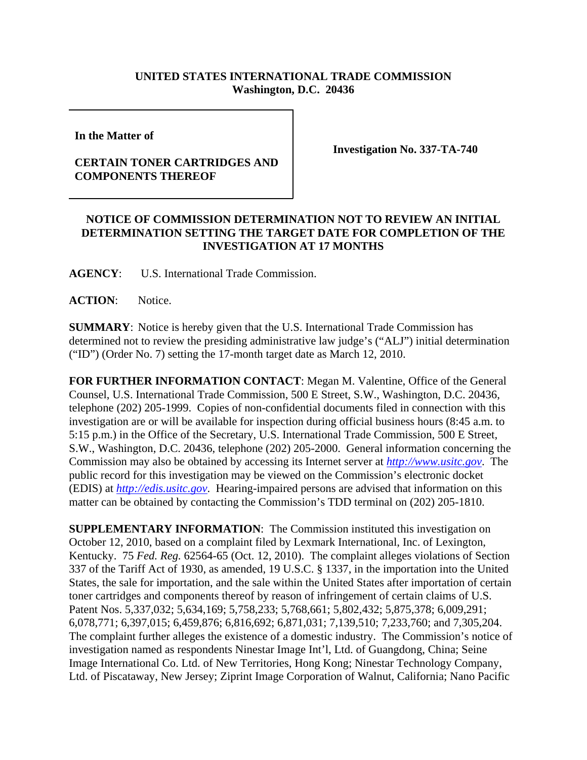**UNITED STATES INTERNATIONAL TRADE COMMISSION**
**Washington, D.C. 20436**

**In the Matter of**

**CERTAIN TONER CARTRIDGES AND COMPONENTS THEREOF**

**Investigation No. 337-TA-740**

## NOTICE OF COMMISSION DETERMINATION NOT TO REVIEW AN INITIAL DETERMINATION SETTING THE TARGET DATE FOR COMPLETION OF THE INVESTIGATION AT 17 MONTHS

**AGENCY**: U.S. International Trade Commission.

**ACTION**: Notice.

**SUMMARY**: Notice is hereby given that the U.S. International Trade Commission has determined not to review the presiding administrative law judge's ("ALJ") initial determination ("ID") (Order No. 7) setting the 17-month target date as March 12, 2010.

**FOR FURTHER INFORMATION CONTACT**: Megan M. Valentine, Office of the General Counsel, U.S. International Trade Commission, 500 E Street, S.W., Washington, D.C. 20436, telephone (202) 205-1999. Copies of non-confidential documents filed in connection with this investigation are or will be available for inspection during official business hours (8:45 a.m. to 5:15 p.m.) in the Office of the Secretary, U.S. International Trade Commission, 500 E Street, S.W., Washington, D.C. 20436, telephone (202) 205-2000. General information concerning the Commission may also be obtained by accessing its Internet server at *http://www.usitc.gov*. The public record for this investigation may be viewed on the Commission's electronic docket (EDIS) at *http://edis.usitc.gov*. Hearing-impaired persons are advised that information on this matter can be obtained by contacting the Commission's TDD terminal on (202) 205-1810.

**SUPPLEMENTARY INFORMATION**: The Commission instituted this investigation on October 12, 2010, based on a complaint filed by Lexmark International, Inc. of Lexington, Kentucky. 75 *Fed. Reg.* 62564-65 (Oct. 12, 2010). The complaint alleges violations of Section 337 of the Tariff Act of 1930, as amended, 19 U.S.C. § 1337, in the importation into the United States, the sale for importation, and the sale within the United States after importation of certain toner cartridges and components thereof by reason of infringement of certain claims of U.S. Patent Nos. 5,337,032; 5,634,169; 5,758,233; 5,768,661; 5,802,432; 5,875,378; 6,009,291; 6,078,771; 6,397,015; 6,459,876; 6,816,692; 6,871,031; 7,139,510; 7,233,760; and 7,305,204. The complaint further alleges the existence of a domestic industry. The Commission's notice of investigation named as respondents Ninestar Image Int'l, Ltd. of Guangdong, China; Seine Image International Co. Ltd. of New Territories, Hong Kong; Ninestar Technology Company, Ltd. of Piscataway, New Jersey; Ziprint Image Corporation of Walnut, California; Nano Pacific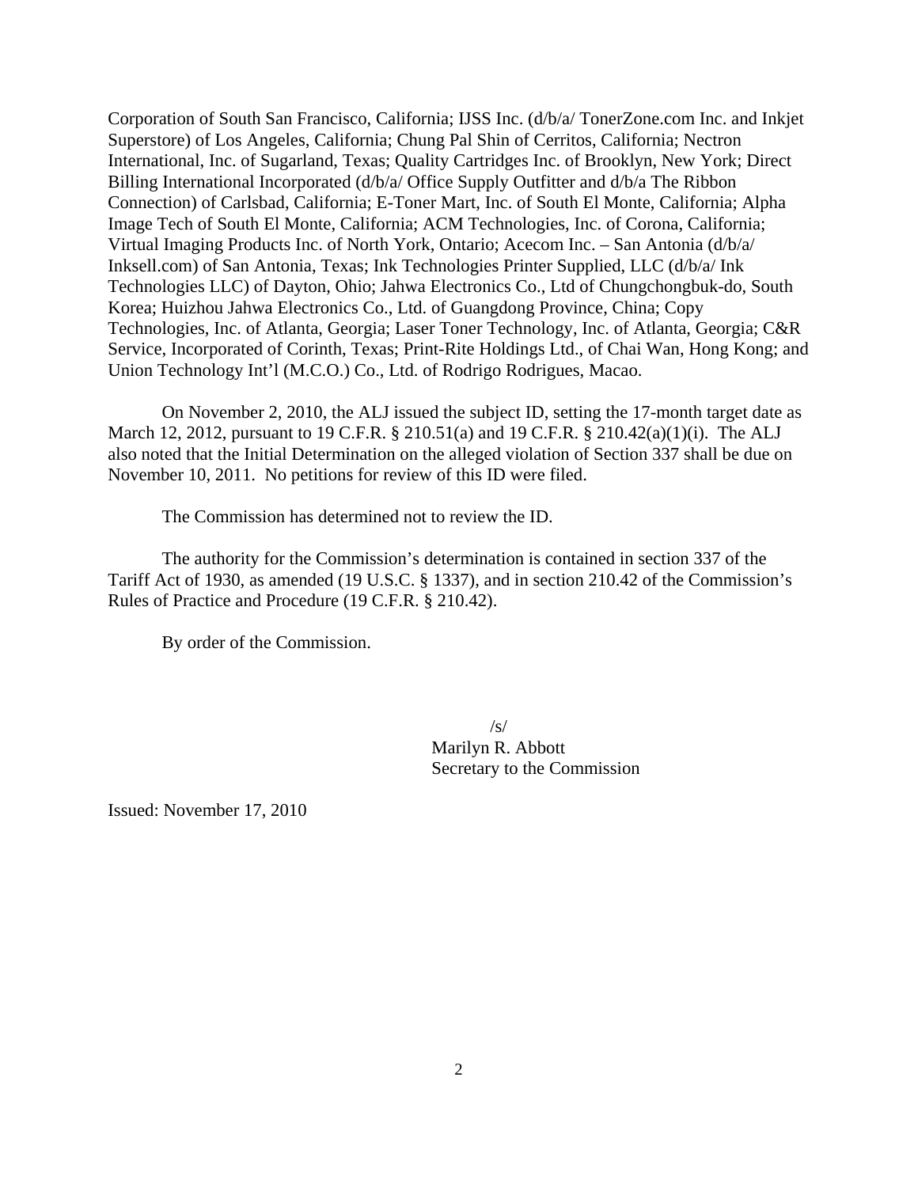Corporation of South San Francisco, California; IJSS Inc. (d/b/a/ TonerZone.com Inc. and Inkjet Superstore) of Los Angeles, California; Chung Pal Shin of Cerritos, California; Nectron International, Inc. of Sugarland, Texas; Quality Cartridges Inc. of Brooklyn, New York; Direct Billing International Incorporated (d/b/a/ Office Supply Outfitter and d/b/a The Ribbon Connection) of Carlsbad, California; E-Toner Mart, Inc. of South El Monte, California; Alpha Image Tech of South El Monte, California; ACM Technologies, Inc. of Corona, California; Virtual Imaging Products Inc. of North York, Ontario; Acecom Inc. – San Antonia (d/b/a/ Inksell.com) of San Antonia, Texas; Ink Technologies Printer Supplied, LLC (d/b/a/ Ink Technologies LLC) of Dayton, Ohio; Jahwa Electronics Co., Ltd of Chungchongbuk-do, South Korea; Huizhou Jahwa Electronics Co., Ltd. of Guangdong Province, China; Copy Technologies, Inc. of Atlanta, Georgia; Laser Toner Technology, Inc. of Atlanta, Georgia; C&R Service, Incorporated of Corinth, Texas; Print-Rite Holdings Ltd., of Chai Wan, Hong Kong; and Union Technology Int'l (M.C.O.) Co., Ltd. of Rodrigo Rodrigues, Macao.

On November 2, 2010, the ALJ issued the subject ID, setting the 17-month target date as March 12, 2012, pursuant to 19 C.F.R. § 210.51(a) and 19 C.F.R. § 210.42(a)(1)(i). The ALJ also noted that the Initial Determination on the alleged violation of Section 337 shall be due on November 10, 2011. No petitions for review of this ID were filed.

The Commission has determined not to review the ID.

The authority for the Commission's determination is contained in section 337 of the Tariff Act of 1930, as amended (19 U.S.C. § 1337), and in section 210.42 of the Commission's Rules of Practice and Procedure (19 C.F.R. § 210.42).

By order of the Commission.

/s/
Marilyn R. Abbott
Secretary to the Commission

Issued: November 17, 2010